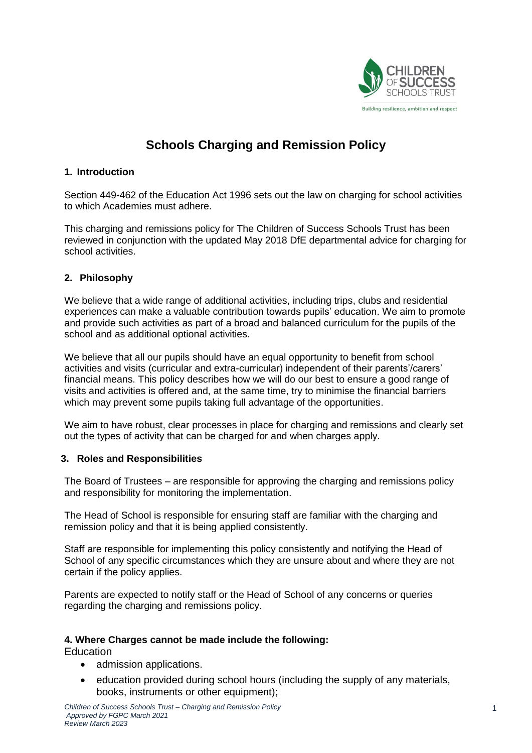# Schools Charging and Remission Policy

## 1. Introduction

Section 449-462 of the Education Act 1996 sets out the law on charging for school activities to which Academies must adhere.

This charging and remissions policy for The Children of Success Schools Trust has been reviewed in conjunction with the updated May 2018 DfE departmental advice for charging for school activities.

## 2. Philosophy

We believe that a wide range of additional activities, including trips, clubs and residential experiences can make a valuable contribution towards pupils' education. We aim to promote and provide such activities as part of a broad and balanced curriculum for the pupils of the school and as additional optional activities.

We believe that all our pupils should have an equal opportunity to benefit from school activities and visits (curricular and extra-curricular) independent of their parents'/carers' financial means. This policy describes how we will do our best to ensure a good range of visits and activities is offered and, at the same time, try to minimise the financial barriers which may prevent some pupils taking full advantage of the opportunities.

We aim to have robust, clear processes in place for charging and remissions and clearly set out the types of activity that can be charged for and when charges apply.

## 3. Roles and Responsibilities

The Board of Trustees – are responsible for approving the charging and remissions policy and responsibility for monitoring the implementation.

The Head of School is responsible for ensuring staff are familiar with the charging and remission policy and that it is being applied consistently.

Staff are responsible for implementing this policy consistently and notifying the Head of School of any specific circumstances which they are unsure about and where they are not certain if the policy applies.

Parents are expected to notify staff or the Head of School of any concerns or queries regarding the charging and remissions policy.

## 4. Where Charges cannot be made include the following:

Education

- admission applications.
- education provided during school hours (including the supply of any materials, books, instruments or other equipment);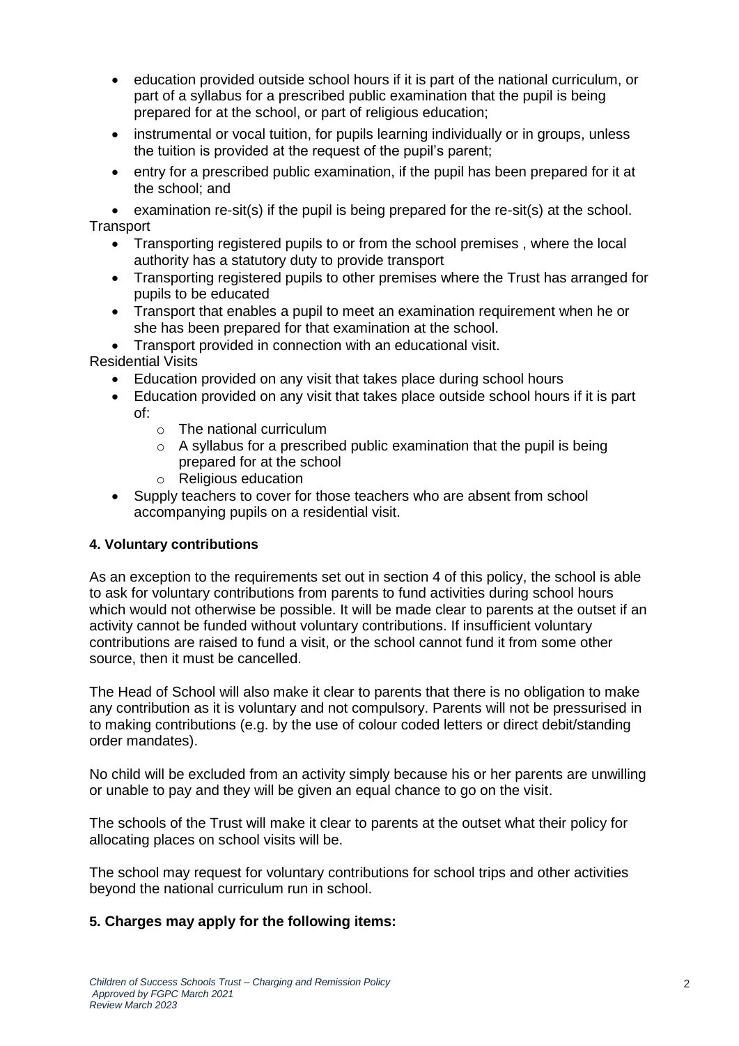- education provided outside school hours if it is part of the national curriculum, or part of a syllabus for a prescribed public examination that the pupil is being prepared for at the school, or part of religious education;
- instrumental or vocal tuition, for pupils learning individually or in groups, unless the tuition is provided at the request of the pupil's parent;
- entry for a prescribed public examination, if the pupil has been prepared for it at the school; and
- examination re-sit(s) if the pupil is being prepared for the re-sit(s) at the school.

Transport

- Transporting registered pupils to or from the school premises , where the local authority has a statutory duty to provide transport
- Transporting registered pupils to other premises where the Trust has arranged for pupils to be educated
- Transport that enables a pupil to meet an examination requirement when he or she has been prepared for that examination at the school.
- Transport provided in connection with an educational visit.

Residential Visits

- Education provided on any visit that takes place during school hours
- Education provided on any visit that takes place outside school hours if it is part of:
  - The national curriculum
  - A syllabus for a prescribed public examination that the pupil is being prepared for at the school
  - Religious education
- Supply teachers to cover for those teachers who are absent from school accompanying pupils on a residential visit.

**4. Voluntary contributions**

As an exception to the requirements set out in section 4 of this policy, the school is able to ask for voluntary contributions from parents to fund activities during school hours which would not otherwise be possible. It will be made clear to parents at the outset if an activity cannot be funded without voluntary contributions. If insufficient voluntary contributions are raised to fund a visit, or the school cannot fund it from some other source, then it must be cancelled.

The Head of School will also make it clear to parents that there is no obligation to make any contribution as it is voluntary and not compulsory. Parents will not be pressurised in to making contributions (e.g. by the use of colour coded letters or direct debit/standing order mandates).

No child will be excluded from an activity simply because his or her parents are unwilling or unable to pay and they will be given an equal chance to go on the visit.

The schools of the Trust will make it clear to parents at the outset what their policy for allocating places on school visits will be.

The school may request for voluntary contributions for school trips and other activities beyond the national curriculum run in school.

**5. Charges may apply for the following items:**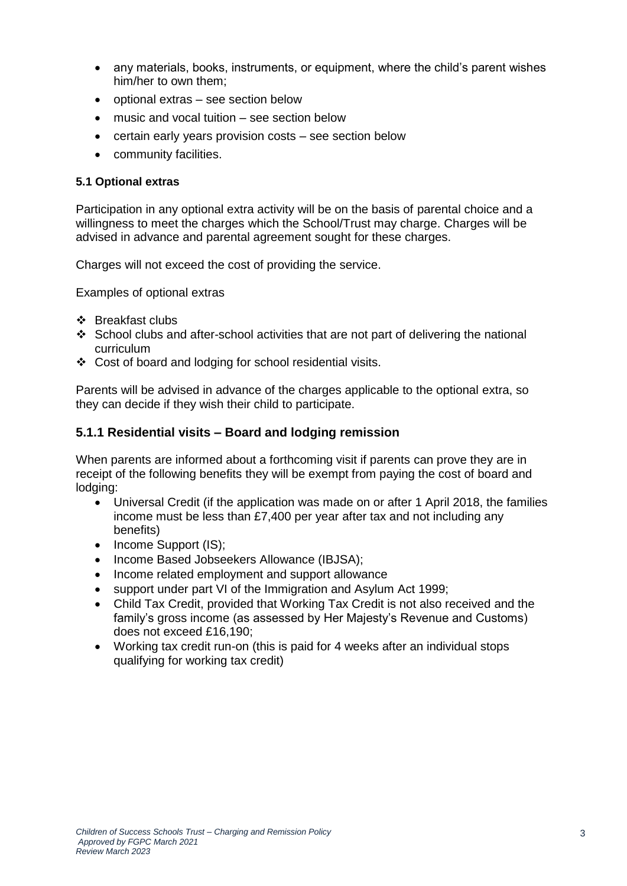- any materials, books, instruments, or equipment, where the child's parent wishes him/her to own them;
- optional extras – see section below
- music and vocal tuition – see section below
- certain early years provision costs – see section below
- community facilities.

**5.1 Optional extras**

Participation in any optional extra activity will be on the basis of parental choice and a willingness to meet the charges which the School/Trust may charge. Charges will be advised in advance and parental agreement sought for these charges.

Charges will not exceed the cost of providing the service.

Examples of optional extras

- Breakfast clubs
- School clubs and after-school activities that are not part of delivering the national curriculum
- Cost of board and lodging for school residential visits.

Parents will be advised in advance of the charges applicable to the optional extra, so they can decide if they wish their child to participate.

## 5.1.1 Residential visits – Board and lodging remission

When parents are informed about a forthcoming visit if parents can prove they are in receipt of the following benefits they will be exempt from paying the cost of board and lodging:

- Universal Credit (if the application was made on or after 1 April 2018, the families income must be less than £7,400 per year after tax and not including any benefits)
- Income Support (IS);
- Income Based Jobseekers Allowance (IBJSA);
- Income related employment and support allowance
- support under part VI of the Immigration and Asylum Act 1999;
- Child Tax Credit, provided that Working Tax Credit is not also received and the family's gross income (as assessed by Her Majesty's Revenue and Customs) does not exceed £16,190;
- Working tax credit run-on (this is paid for 4 weeks after an individual stops qualifying for working tax credit)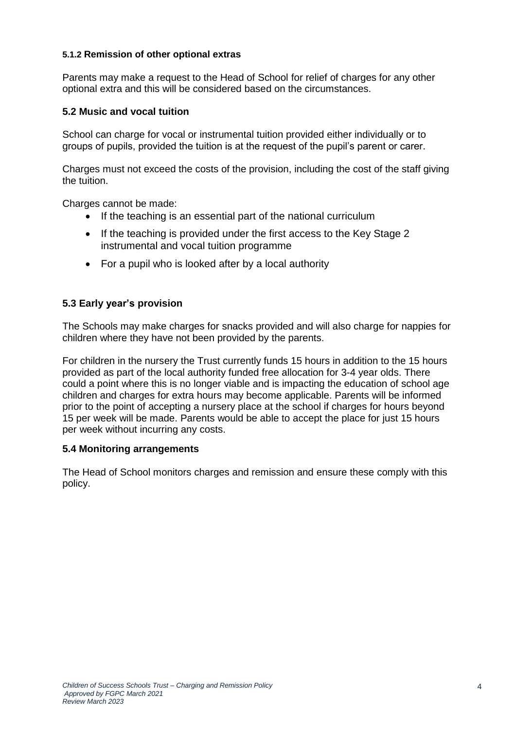#### 5.1.2 Remission of other optional extras

Parents may make a request to the Head of School for relief of charges for any other optional extra and this will be considered based on the circumstances.

### 5.2 Music and vocal tuition

School can charge for vocal or instrumental tuition provided either individually or to groups of pupils, provided the tuition is at the request of the pupil's parent or carer.

Charges must not exceed the costs of the provision, including the cost of the staff giving the tuition.

Charges cannot be made:

- If the teaching is an essential part of the national curriculum
- If the teaching is provided under the first access to the Key Stage 2 instrumental and vocal tuition programme
- For a pupil who is looked after by a local authority

### 5.3 Early year's provision

The Schools may make charges for snacks provided and will also charge for nappies for children where they have not been provided by the parents.

For children in the nursery the Trust currently funds 15 hours in addition to the 15 hours provided as part of the local authority funded free allocation for 3-4 year olds. There could a point where this is no longer viable and is impacting the education of school age children and charges for extra hours may become applicable. Parents will be informed prior to the point of accepting a nursery place at the school if charges for hours beyond 15 per week will be made. Parents would be able to accept the place for just 15 hours per week without incurring any costs.

### 5.4 Monitoring arrangements

The Head of School monitors charges and remission and ensure these comply with this policy.